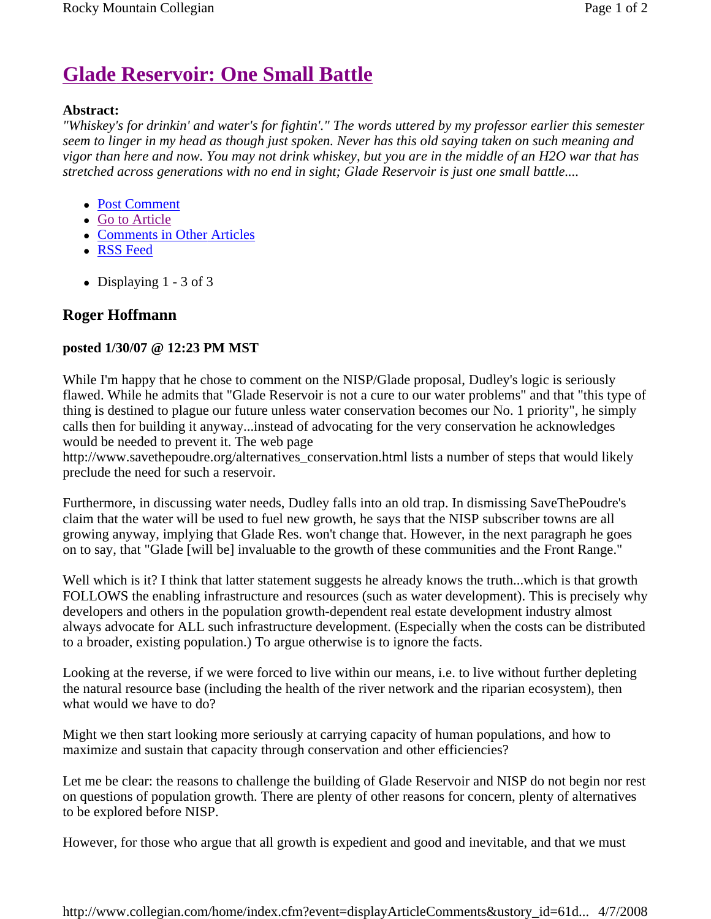# Glade Reservoir: One Small Battle

**Abstract:**

*"Whiskey's for drinkin' and water's for fightin'." The words uttered by my professor earlier this semester seem to linger in my head as though just spoken. Never has this old saying taken on such meaning and vigor than here and now. You may not drink whiskey, but you are in the middle of an H2O war that has stretched across generations with no end in sight; Glade Reservoir is just one small battle....*

- Post Comment
- Go to Article
- Comments in Other Articles
- RSS Feed

- Displaying 1 - 3 of 3

### Roger Hoffmann

**posted 1/30/07 @ 12:23 PM MST**

While I'm happy that he chose to comment on the NISP/Glade proposal, Dudley's logic is seriously flawed. While he admits that "Glade Reservoir is not a cure to our water problems" and that "this type of thing is destined to plague our future unless water conservation becomes our No. 1 priority", he simply calls then for building it anyway...instead of advocating for the very conservation he acknowledges would be needed to prevent it. The web page http://www.savethepoudre.org/alternatives_conservation.html lists a number of steps that would likely preclude the need for such a reservoir.

Furthermore, in discussing water needs, Dudley falls into an old trap. In dismissing SaveThePoudre's claim that the water will be used to fuel new growth, he says that the NISP subscriber towns are all growing anyway, implying that Glade Res. won't change that. However, in the next paragraph he goes on to say, that "Glade [will be] invaluable to the growth of these communities and the Front Range."

Well which is it? I think that latter statement suggests he already knows the truth...which is that growth FOLLOWS the enabling infrastructure and resources (such as water development). This is precisely why developers and others in the population growth-dependent real estate development industry almost always advocate for ALL such infrastructure development. (Especially when the costs can be distributed to a broader, existing population.) To argue otherwise is to ignore the facts.

Looking at the reverse, if we were forced to live within our means, i.e. to live without further depleting the natural resource base (including the health of the river network and the riparian ecosystem), then what would we have to do?

Might we then start looking more seriously at carrying capacity of human populations, and how to maximize and sustain that capacity through conservation and other efficiencies?

Let me be clear: the reasons to challenge the building of Glade Reservoir and NISP do not begin nor rest on questions of population growth. There are plenty of other reasons for concern, plenty of alternatives to be explored before NISP.

However, for those who argue that all growth is expedient and good and inevitable, and that we must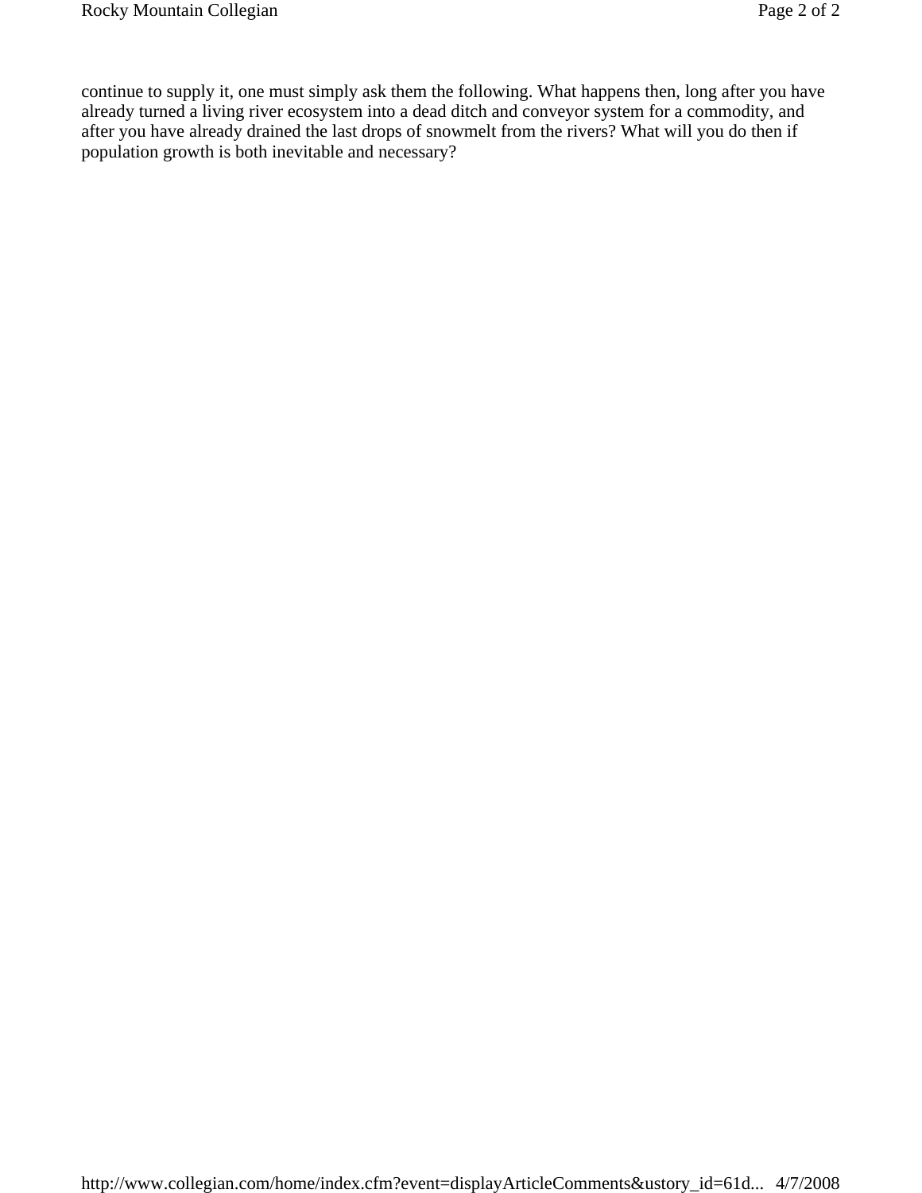continue to supply it, one must simply ask them the following. What happens then, long after you have already turned a living river ecosystem into a dead ditch and conveyor system for a commodity, and after you have already drained the last drops of snowmelt from the rivers? What will you do then if population growth is both inevitable and necessary?